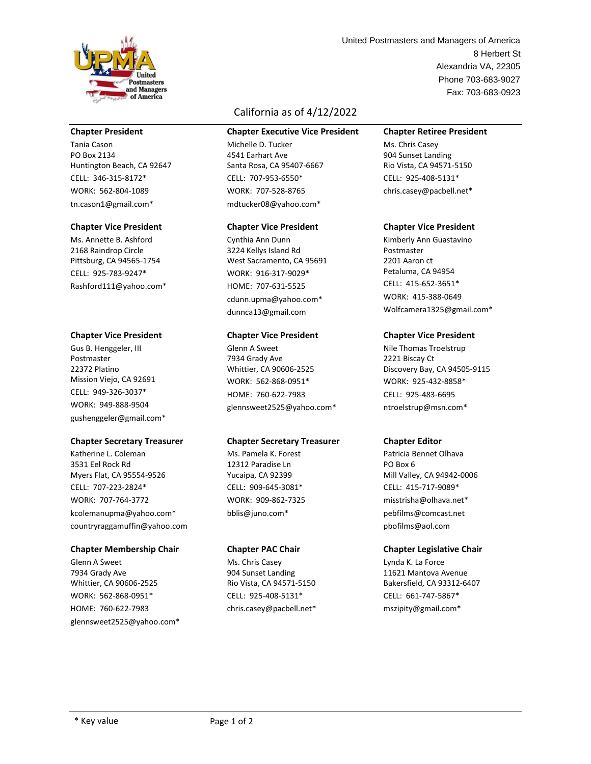United Postmasters and Managers of America
8 Herbert St
Alexandria VA, 22305
Phone 703-683-9027
Fax: 703-683-0923

## California as of 4/12/2022

**Chapter President**
Tania Cason
PO Box 2134
Huntington Beach, CA 92647
CELL: 346-315-8172*
WORK: 562-804-1089
tn.cason1@gmail.com*

**Chapter Executive Vice President**
Michelle D. Tucker
4541 Earhart Ave
Santa Rosa, CA 95407-6667
CELL: 707-953-6550*
WORK: 707-528-8765
mdtucker08@yahoo.com*

**Chapter Retiree President**
Ms. Chris Casey
904 Sunset Landing
Rio Vista, CA 94571-5150
CELL: 925-408-5131*
chris.casey@pacbell.net*

**Chapter Vice President**
Ms. Annette B. Ashford
2168 Raindrop Circle
Pittsburg, CA 94565-1754
CELL: 925-783-9247*
Rashford111@yahoo.com*

**Chapter Vice President**
Cynthia Ann Dunn
3224 Kellys Island Rd
West Sacramento, CA 95691
WORK: 916-317-9029*
HOME: 707-631-5525
cdunn.upma@yahoo.com*
dunnca13@gmail.com

**Chapter Vice President**
Kimberly Ann Guastavino
Postmaster
2201 Aaron ct
Petaluma, CA 94954
CELL: 415-652-3651*
WORK: 415-388-0649
Wolfcamera1325@gmail.com*

**Chapter Vice President**
Gus B. Henggeler, III
Postmaster
22372 Platino
Mission Viejo, CA 92691
CELL: 949-326-3037*
WORK: 949-888-9504
gushenggeler@gmail.com*

**Chapter Vice President**
Glenn A Sweet
7934 Grady Ave
Whittier, CA 90606-2525
WORK: 562-868-0951*
HOME: 760-622-7983
glennsweet2525@yahoo.com*

**Chapter Vice President**
Nile Thomas Troelstrup
2221 Biscay Ct
Discovery Bay, CA 94505-9115
WORK: 925-432-8858*
CELL: 925-483-6695
ntroelstrup@msn.com*

**Chapter Secretary Treasurer**
Katherine L. Coleman
3531 Eel Rock Rd
Myers Flat, CA 95554-9526
CELL: 707-223-2824*
WORK: 707-764-3772
kcolemanupma@yahoo.com*
countryraggamuffin@yahoo.com

**Chapter Secretary Treasurer**
Ms. Pamela K. Forest
12312 Paradise Ln
Yucaipa, CA 92399
CELL: 909-645-3081*
WORK: 909-862-7325
bblis@juno.com*

**Chapter Editor**
Patricia Bennet Olhava
PO Box 6
Mill Valley, CA 94942-0006
CELL: 415-717-9089*
misstrisha@olhava.net*
pebfilms@comcast.net
pbofilms@aol.com

**Chapter Membership Chair**
Glenn A Sweet
7934 Grady Ave
Whittier, CA 90606-2525
WORK: 562-868-0951*
HOME: 760-622-7983
glennsweet2525@yahoo.com*

**Chapter PAC Chair**
Ms. Chris Casey
904 Sunset Landing
Rio Vista, CA 94571-5150
CELL: 925-408-5131*
chris.casey@pacbell.net*

**Chapter Legislative Chair**
Lynda K. La Force
11621 Mantova Avenue
Bakersfield, CA 93312-6407
CELL: 661-747-5867*
mszipity@gmail.com*

* Key value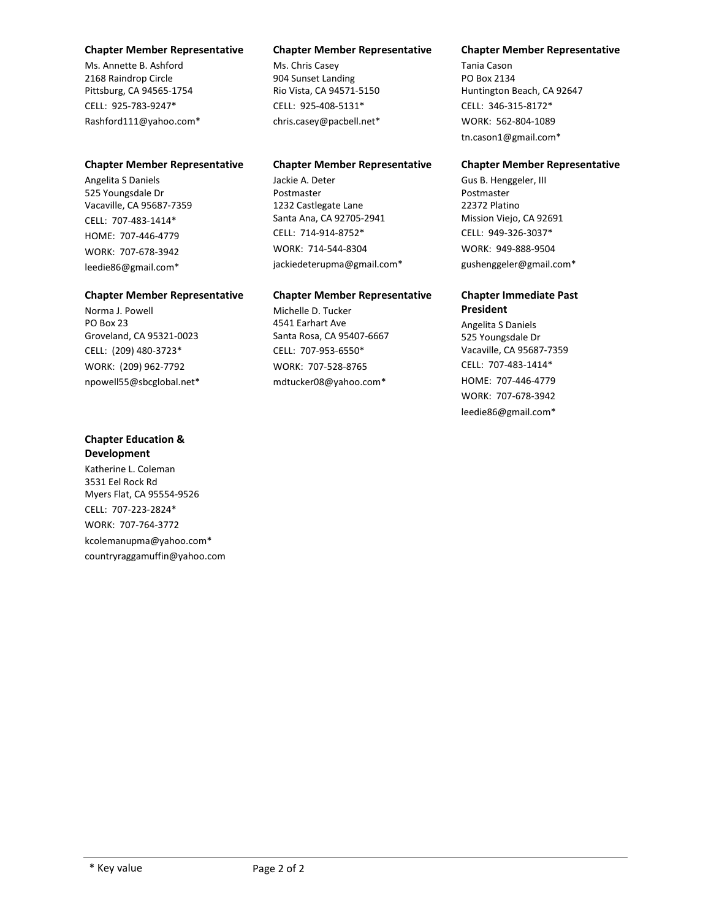**Chapter Member Representative**

Ms. Annette B. Ashford
2168 Raindrop Circle
Pittsburg, CA 94565-1754
CELL: 925-783-9247*
Rashford111@yahoo.com*

**Chapter Member Representative**

Ms. Chris Casey
904 Sunset Landing
Rio Vista, CA 94571-5150
CELL: 925-408-5131*
chris.casey@pacbell.net*

**Chapter Member Representative**

Tania Cason
PO Box 2134
Huntington Beach, CA 92647
CELL: 346-315-8172*
WORK: 562-804-1089
tn.cason1@gmail.com*

**Chapter Member Representative**

Angelita S Daniels
525 Youngsdale Dr
Vacaville, CA 95687-7359
CELL: 707-483-1414*
HOME: 707-446-4779
WORK: 707-678-3942
leedie86@gmail.com*

**Chapter Member Representative**

Jackie A. Deter
Postmaster
1232 Castlegate Lane
Santa Ana, CA 92705-2941
CELL: 714-914-8752*
WORK: 714-544-8304
jackiedeterupma@gmail.com*

**Chapter Member Representative**

Gus B. Henggeler, III
Postmaster
22372 Platino
Mission Viejo, CA 92691
CELL: 949-326-3037*
WORK: 949-888-9504
gushenggeler@gmail.com*

**Chapter Member Representative**

Norma J. Powell
PO Box 23
Groveland, CA 95321-0023
CELL: (209) 480-3723*
WORK: (209) 962-7792
npowell55@sbcglobal.net*

**Chapter Member Representative**

Michelle D. Tucker
4541 Earhart Ave
Santa Rosa, CA 95407-6667
CELL: 707-953-6550*
WORK: 707-528-8765
mdtucker08@yahoo.com*

**Chapter Immediate Past President**

Angelita S Daniels
525 Youngsdale Dr
Vacaville, CA 95687-7359
CELL: 707-483-1414*
HOME: 707-446-4779
WORK: 707-678-3942
leedie86@gmail.com*

**Chapter Education & Development**

Katherine L. Coleman
3531 Eel Rock Rd
Myers Flat, CA 95554-9526
CELL: 707-223-2824*
WORK: 707-764-3772
kcolemanupma@yahoo.com*
countryraggamuffin@yahoo.com

* Key value